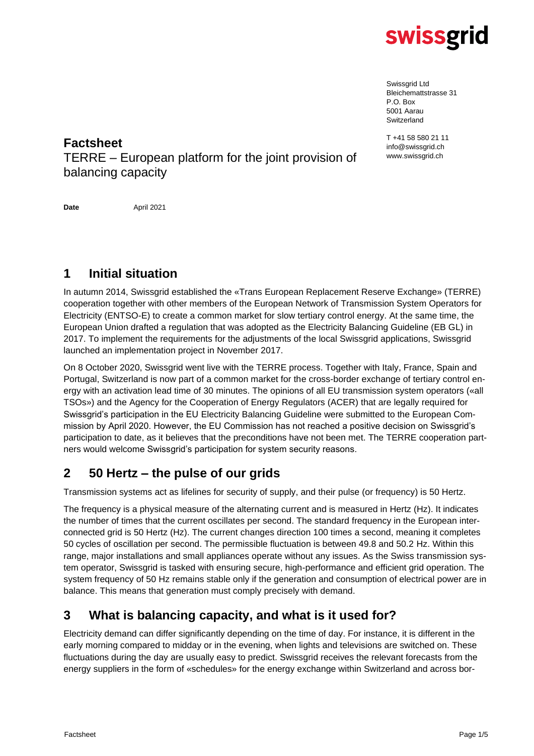Swissgrid Ltd
Bleichemattstrasse 31
P.O. Box
5001 Aarau
Switzerland

T +41 58 580 21 11
info@swissgrid.ch
www.swissgrid.ch

**Factsheet**
TERRE – European platform for the joint provision of balancing capacity

**Date** April 2021

# 1 Initial situation

In autumn 2014, Swissgrid established the «Trans European Replacement Reserve Exchange» (TERRE) cooperation together with other members of the European Network of Transmission System Operators for Electricity (ENTSO-E) to create a common market for slow tertiary control energy. At the same time, the European Union drafted a regulation that was adopted as the Electricity Balancing Guideline (EB GL) in 2017. To implement the requirements for the adjustments of the local Swissgrid applications, Swissgrid launched an implementation project in November 2017.

On 8 October 2020, Swissgrid went live with the TERRE process. Together with Italy, France, Spain and Portugal, Switzerland is now part of a common market for the cross-border exchange of tertiary control energy with an activation lead time of 30 minutes. The opinions of all EU transmission system operators («all TSOs») and the Agency for the Cooperation of Energy Regulators (ACER) that are legally required for Swissgrid's participation in the EU Electricity Balancing Guideline were submitted to the European Commission by April 2020. However, the EU Commission has not reached a positive decision on Swissgrid's participation to date, as it believes that the preconditions have not been met. The TERRE cooperation partners would welcome Swissgrid's participation for system security reasons.

# 2 50 Hertz – the pulse of our grids

Transmission systems act as lifelines for security of supply, and their pulse (or frequency) is 50 Hertz.

The frequency is a physical measure of the alternating current and is measured in Hertz (Hz). It indicates the number of times that the current oscillates per second. The standard frequency in the European interconnected grid is 50 Hertz (Hz). The current changes direction 100 times a second, meaning it completes 50 cycles of oscillation per second. The permissible fluctuation is between 49.8 and 50.2 Hz. Within this range, major installations and small appliances operate without any issues. As the Swiss transmission system operator, Swissgrid is tasked with ensuring secure, high-performance and efficient grid operation. The system frequency of 50 Hz remains stable only if the generation and consumption of electrical power are in balance. This means that generation must comply precisely with demand.

# 3 What is balancing capacity, and what is it used for?

Electricity demand can differ significantly depending on the time of day. For instance, it is different in the early morning compared to midday or in the evening, when lights and televisions are switched on. These fluctuations during the day are usually easy to predict. Swissgrid receives the relevant forecasts from the energy suppliers in the form of «schedules» for the energy exchange within Switzerland and across bor-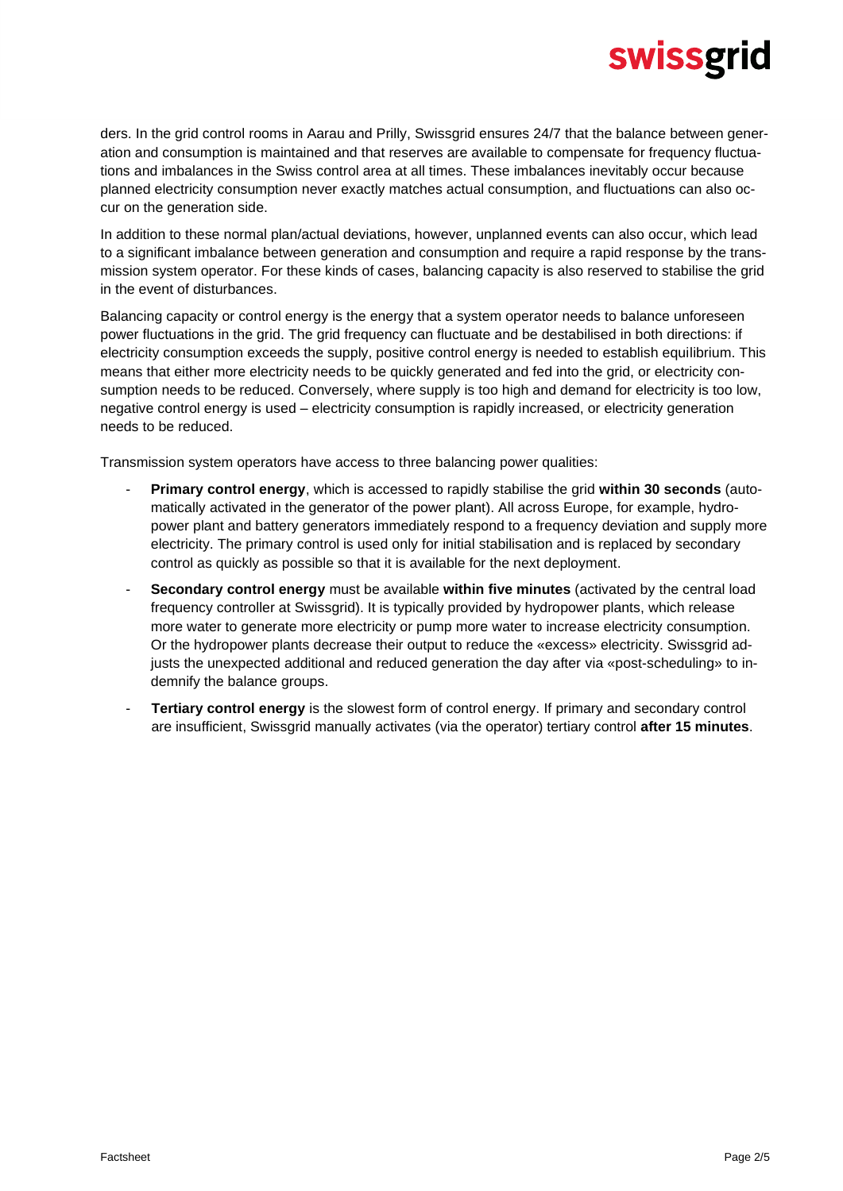ders. In the grid control rooms in Aarau and Prilly, Swissgrid ensures 24/7 that the balance between generation and consumption is maintained and that reserves are available to compensate for frequency fluctuations and imbalances in the Swiss control area at all times. These imbalances inevitably occur because planned electricity consumption never exactly matches actual consumption, and fluctuations can also occur on the generation side.

In addition to these normal plan/actual deviations, however, unplanned events can also occur, which lead to a significant imbalance between generation and consumption and require a rapid response by the transmission system operator. For these kinds of cases, balancing capacity is also reserved to stabilise the grid in the event of disturbances.

Balancing capacity or control energy is the energy that a system operator needs to balance unforeseen power fluctuations in the grid. The grid frequency can fluctuate and be destabilised in both directions: if electricity consumption exceeds the supply, positive control energy is needed to establish equilibrium. This means that either more electricity needs to be quickly generated and fed into the grid, or electricity consumption needs to be reduced. Conversely, where supply is too high and demand for electricity is too low, negative control energy is used – electricity consumption is rapidly increased, or electricity generation needs to be reduced.

Transmission system operators have access to three balancing power qualities:

- **Primary control energy**, which is accessed to rapidly stabilise the grid **within 30 seconds** (automatically activated in the generator of the power plant). All across Europe, for example, hydropower plant and battery generators immediately respond to a frequency deviation and supply more electricity. The primary control is used only for initial stabilisation and is replaced by secondary control as quickly as possible so that it is available for the next deployment.
- **Secondary control energy** must be available **within five minutes** (activated by the central load frequency controller at Swissgrid). It is typically provided by hydropower plants, which release more water to generate more electricity or pump more water to increase electricity consumption. Or the hydropower plants decrease their output to reduce the «excess» electricity. Swissgrid adjusts the unexpected additional and reduced generation the day after via «post-scheduling» to indemnify the balance groups.
- **Tertiary control energy** is the slowest form of control energy. If primary and secondary control are insufficient, Swissgrid manually activates (via the operator) tertiary control **after 15 minutes**.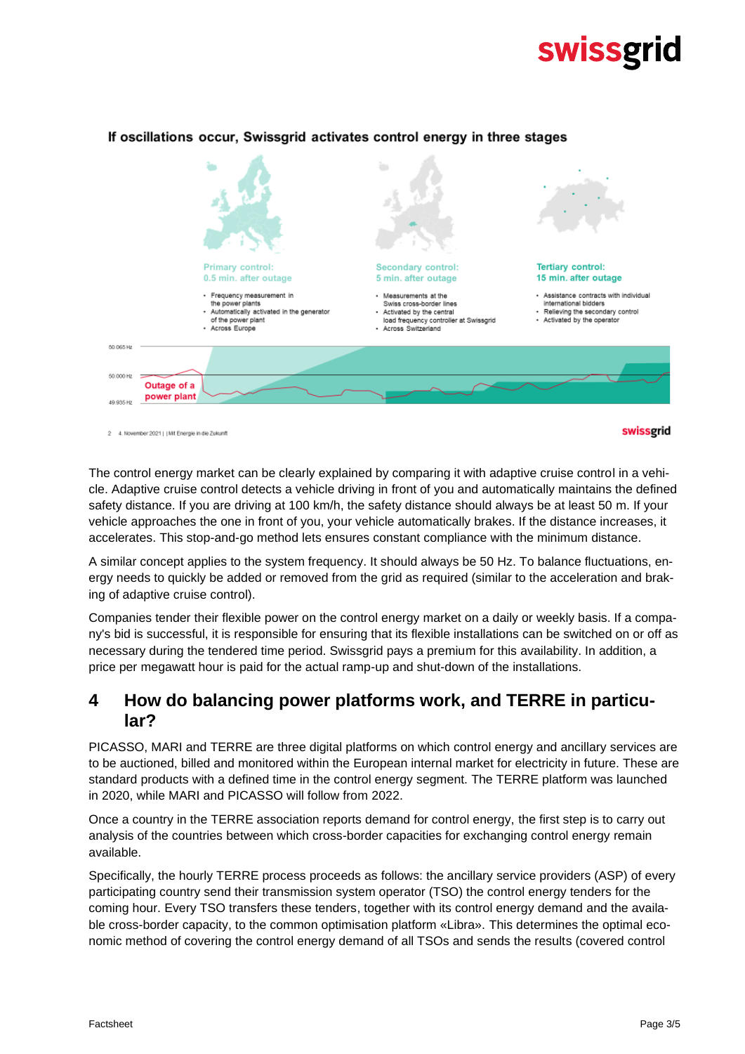**If oscillations occur, Swissgrid activates control energy in three stages**

**Primary control: 0.5 min. after outage**

- Frequency measurement in the power plants
- Automatically activated in the generator of the power plant
- Across Europe

**Secondary control: 5 min. after outage**

- Measurements at the Swiss cross-border lines
- Activated by the central load frequency controller at Swissgrid
- Across Switzerland

**Tertiary control: 15 min. after outage**

- Assistance contracts with individual international bidders
- Relieving the secondary control
- Activated by the operator

50.065 Hz / 50.000 Hz / 49.935 Hz — Outage of a power plant

The control energy market can be clearly explained by comparing it with adaptive cruise control in a vehicle. Adaptive cruise control detects a vehicle driving in front of you and automatically maintains the defined safety distance. If you are driving at 100 km/h, the safety distance should always be at least 50 m. If your vehicle approaches the one in front of you, your vehicle automatically brakes. If the distance increases, it accelerates. This stop-and-go method lets ensures constant compliance with the minimum distance.

A similar concept applies to the system frequency. It should always be 50 Hz. To balance fluctuations, energy needs to quickly be added or removed from the grid as required (similar to the acceleration and braking of adaptive cruise control).

Companies tender their flexible power on the control energy market on a daily or weekly basis. If a company's bid is successful, it is responsible for ensuring that its flexible installations can be switched on or off as necessary during the tendered time period. Swissgrid pays a premium for this availability. In addition, a price per megawatt hour is paid for the actual ramp-up and shut-down of the installations.

## 4 How do balancing power platforms work, and TERRE in particular?

PICASSO, MARI and TERRE are three digital platforms on which control energy and ancillary services are to be auctioned, billed and monitored within the European internal market for electricity in future. These are standard products with a defined time in the control energy segment. The TERRE platform was launched in 2020, while MARI and PICASSO will follow from 2022.

Once a country in the TERRE association reports demand for control energy, the first step is to carry out analysis of the countries between which cross-border capacities for exchanging control energy remain available.

Specifically, the hourly TERRE process proceeds as follows: the ancillary service providers (ASP) of every participating country send their transmission system operator (TSO) the control energy tenders for the coming hour. Every TSO transfers these tenders, together with its control energy demand and the available cross-border capacity, to the common optimisation platform «Libra». This determines the optimal economic method of covering the control energy demand of all TSOs and sends the results (covered control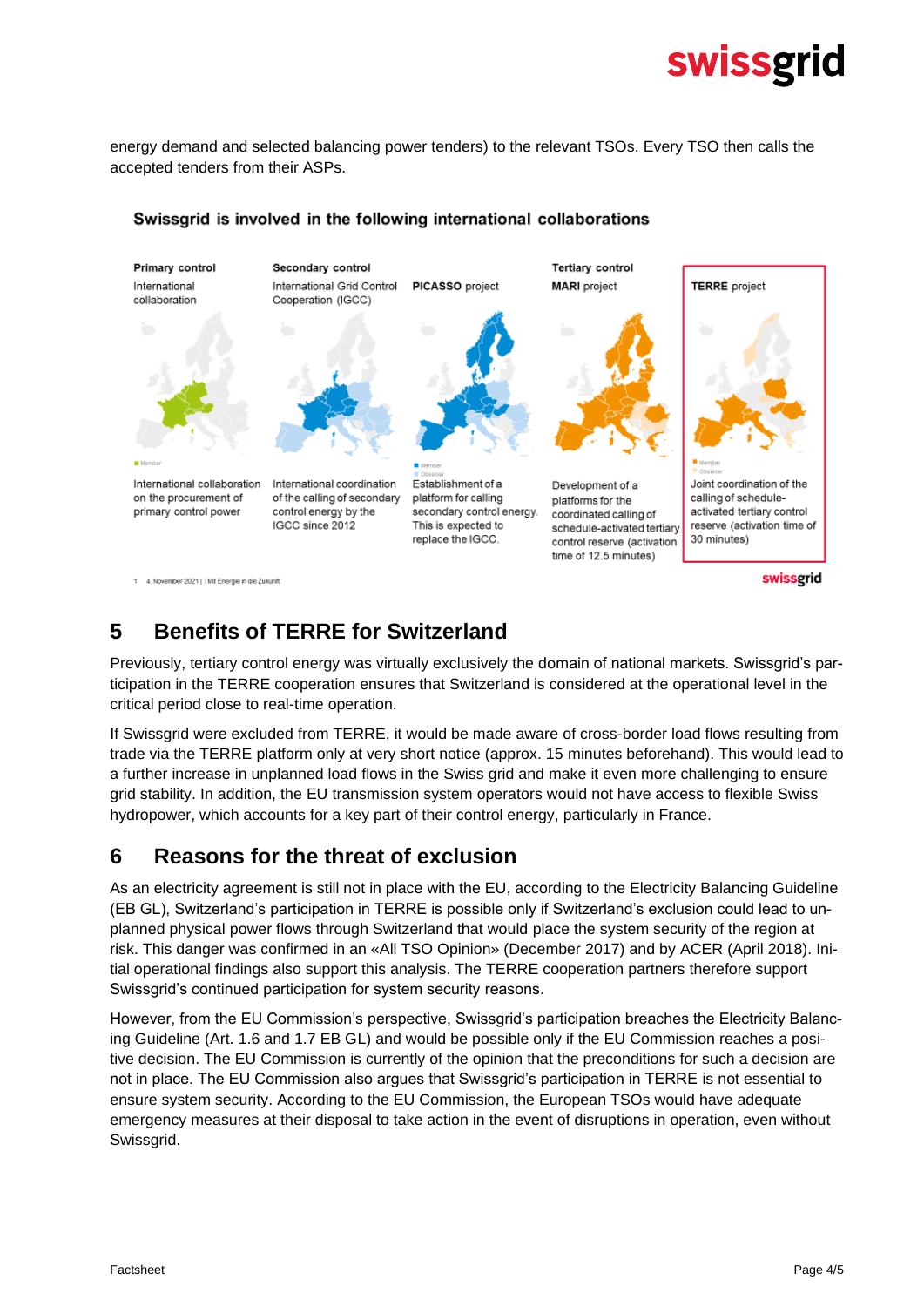energy demand and selected balancing power tenders) to the relevant TSOs. Every TSO then calls the accepted tenders from their ASPs.

**Swissgrid is involved in the following international collaborations**

| Primary control | Secondary control | | Tertiary control | |
|---|---|---|---|---|
| International collaboration | International Grid Control Cooperation (IGCC) | **PICASSO** project | **MARI** project | **TERRE** project |
| International collaboration on the procurement of primary control power | International coordination of the calling of secondary control energy by the IGCC since 2012 | Establishment of a platform for calling secondary control energy. This is expected to replace the IGCC. | Development of a platforms for the coordinated calling of schedule-activated tertiary control reserve (activation time of 12.5 minutes) | Joint coordination of the calling of schedule-activated tertiary control reserve (activation time of 30 minutes) |

## 5 Benefits of TERRE for Switzerland

Previously, tertiary control energy was virtually exclusively the domain of national markets. Swissgrid's participation in the TERRE cooperation ensures that Switzerland is considered at the operational level in the critical period close to real-time operation.

If Swissgrid were excluded from TERRE, it would be made aware of cross-border load flows resulting from trade via the TERRE platform only at very short notice (approx. 15 minutes beforehand). This would lead to a further increase in unplanned load flows in the Swiss grid and make it even more challenging to ensure grid stability. In addition, the EU transmission system operators would not have access to flexible Swiss hydropower, which accounts for a key part of their control energy, particularly in France.

## 6 Reasons for the threat of exclusion

As an electricity agreement is still not in place with the EU, according to the Electricity Balancing Guideline (EB GL), Switzerland's participation in TERRE is possible only if Switzerland's exclusion could lead to unplanned physical power flows through Switzerland that would place the system security of the region at risk. This danger was confirmed in an «All TSO Opinion» (December 2017) and by ACER (April 2018). Initial operational findings also support this analysis. The TERRE cooperation partners therefore support Swissgrid's continued participation for system security reasons.

However, from the EU Commission's perspective, Swissgrid's participation breaches the Electricity Balancing Guideline (Art. 1.6 and 1.7 EB GL) and would be possible only if the EU Commission reaches a positive decision. The EU Commission is currently of the opinion that the preconditions for such a decision are not in place. The EU Commission also argues that Swissgrid's participation in TERRE is not essential to ensure system security. According to the EU Commission, the European TSOs would have adequate emergency measures at their disposal to take action in the event of disruptions in operation, even without Swissgrid.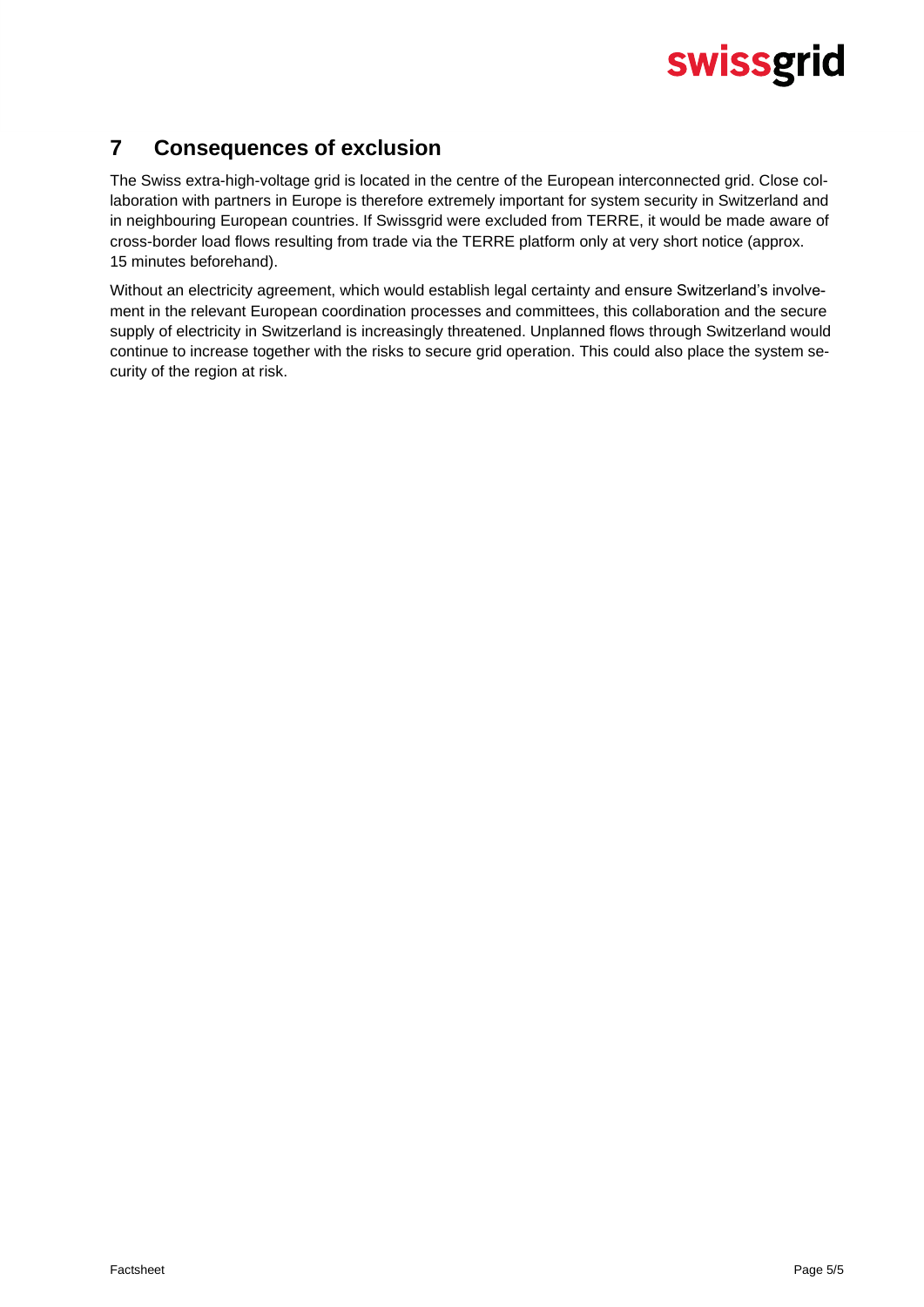## 7 Consequences of exclusion

The Swiss extra-high-voltage grid is located in the centre of the European interconnected grid. Close collaboration with partners in Europe is therefore extremely important for system security in Switzerland and in neighbouring European countries. If Swissgrid were excluded from TERRE, it would be made aware of cross-border load flows resulting from trade via the TERRE platform only at very short notice (approx. 15 minutes beforehand).

Without an electricity agreement, which would establish legal certainty and ensure Switzerland's involvement in the relevant European coordination processes and committees, this collaboration and the secure supply of electricity in Switzerland is increasingly threatened. Unplanned flows through Switzerland would continue to increase together with the risks to secure grid operation. This could also place the system security of the region at risk.